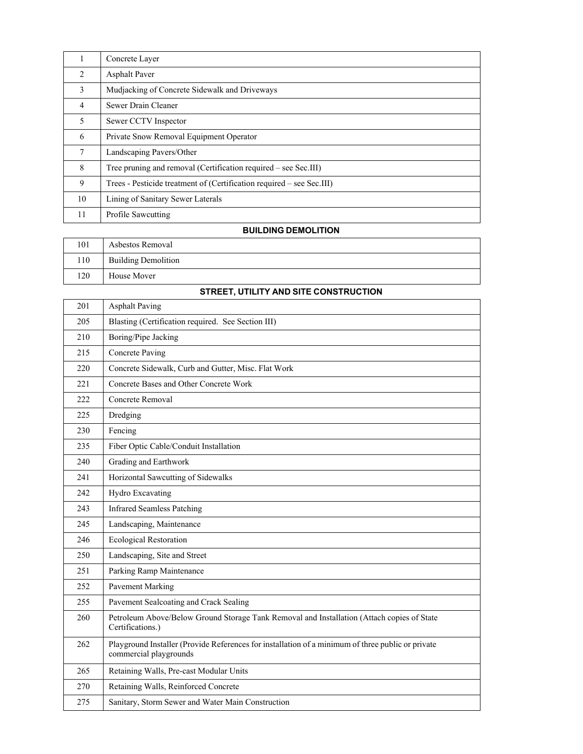| | |
|---|---|
| 1 | Concrete Layer |
| 2 | Asphalt Paver |
| 3 | Mudjacking of Concrete Sidewalk and Driveways |
| 4 | Sewer Drain Cleaner |
| 5 | Sewer CCTV Inspector |
| 6 | Private Snow Removal Equipment Operator |
| 7 | Landscaping Pavers/Other |
| 8 | Tree pruning and removal (Certification required – see Sec.III) |
| 9 | Trees - Pesticide treatment of (Certification required – see Sec.III) |
| 10 | Lining of Sanitary Sewer Laterals |
| 11 | Profile Sawcutting |

**BUILDING DEMOLITION**

| | |
|---|---|
| 101 | Asbestos Removal |
| 110 | Building Demolition |
| 120 | House Mover |

**STREET, UTILITY AND SITE CONSTRUCTION**

| | |
|---|---|
| 201 | Asphalt Paving |
| 205 | Blasting (Certification required. See Section III) |
| 210 | Boring/Pipe Jacking |
| 215 | Concrete Paving |
| 220 | Concrete Sidewalk, Curb and Gutter, Misc. Flat Work |
| 221 | Concrete Bases and Other Concrete Work |
| 222 | Concrete Removal |
| 225 | Dredging |
| 230 | Fencing |
| 235 | Fiber Optic Cable/Conduit Installation |
| 240 | Grading and Earthwork |
| 241 | Horizontal Sawcutting of Sidewalks |
| 242 | Hydro Excavating |
| 243 | Infrared Seamless Patching |
| 245 | Landscaping, Maintenance |
| 246 | Ecological Restoration |
| 250 | Landscaping, Site and Street |
| 251 | Parking Ramp Maintenance |
| 252 | Pavement Marking |
| 255 | Pavement Sealcoating and Crack Sealing |
| 260 | Petroleum Above/Below Ground Storage Tank Removal and Installation (Attach copies of State Certifications.) |
| 262 | Playground Installer (Provide References for installation of a minimum of three public or private commercial playgrounds |
| 265 | Retaining Walls, Pre-cast Modular Units |
| 270 | Retaining Walls, Reinforced Concrete |
| 275 | Sanitary, Storm Sewer and Water Main Construction |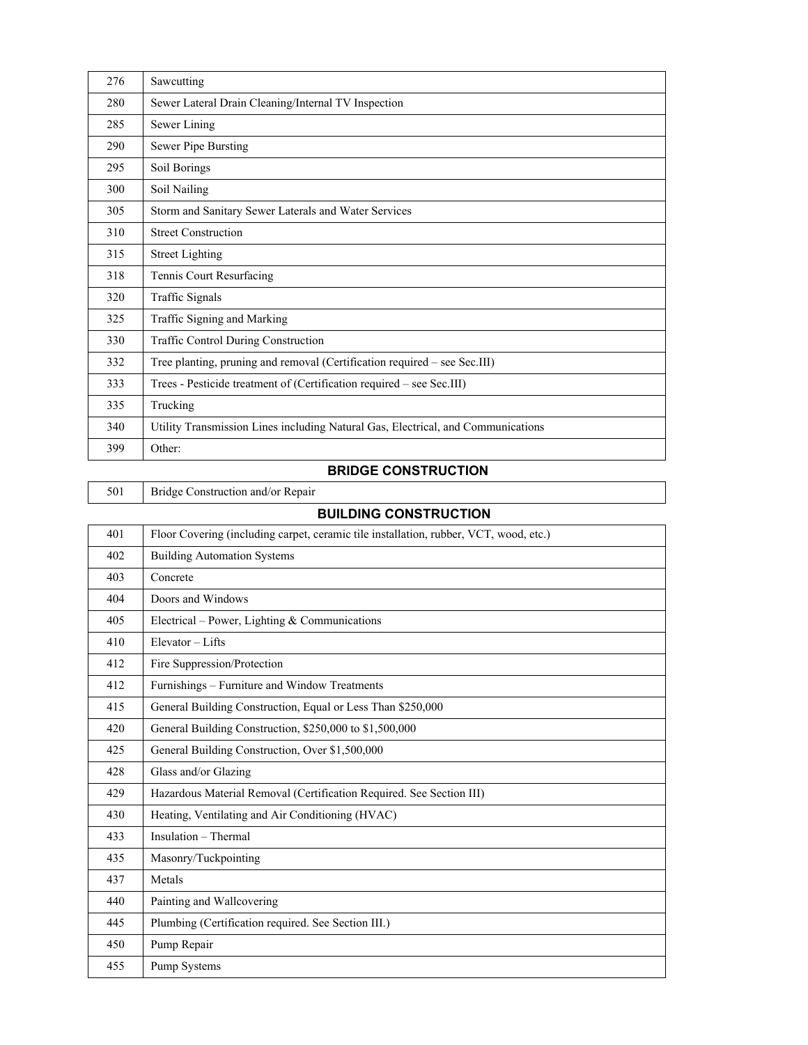| | |
|---|---|
| 276 | Sawcutting |
| 280 | Sewer Lateral Drain Cleaning/Internal TV Inspection |
| 285 | Sewer Lining |
| 290 | Sewer Pipe Bursting |
| 295 | Soil Borings |
| 300 | Soil Nailing |
| 305 | Storm and Sanitary Sewer Laterals and Water Services |
| 310 | Street Construction |
| 315 | Street Lighting |
| 318 | Tennis Court Resurfacing |
| 320 | Traffic Signals |
| 325 | Traffic Signing and Marking |
| 330 | Traffic Control During Construction |
| 332 | Tree planting, pruning and removal (Certification required – see Sec.III) |
| 333 | Trees - Pesticide treatment of (Certification required – see Sec.III) |
| 335 | Trucking |
| 340 | Utility Transmission Lines including Natural Gas, Electrical, and Communications |
| 399 | Other: |

## BRIDGE CONSTRUCTION

| | |
|---|---|
| 501 | Bridge Construction and/or Repair |

## BUILDING CONSTRUCTION

| | |
|---|---|
| 401 | Floor Covering (including carpet, ceramic tile installation, rubber, VCT, wood, etc.) |
| 402 | Building Automation Systems |
| 403 | Concrete |
| 404 | Doors and Windows |
| 405 | Electrical – Power, Lighting & Communications |
| 410 | Elevator – Lifts |
| 412 | Fire Suppression/Protection |
| 412 | Furnishings – Furniture and Window Treatments |
| 415 | General Building Construction, Equal or Less Than $250,000 |
| 420 | General Building Construction, $250,000 to $1,500,000 |
| 425 | General Building Construction, Over $1,500,000 |
| 428 | Glass and/or Glazing |
| 429 | Hazardous Material Removal (Certification Required. See Section III) |
| 430 | Heating, Ventilating and Air Conditioning (HVAC) |
| 433 | Insulation – Thermal |
| 435 | Masonry/Tuckpointing |
| 437 | Metals |
| 440 | Painting and Wallcovering |
| 445 | Plumbing (Certification required. See Section III.) |
| 450 | Pump Repair |
| 455 | Pump Systems |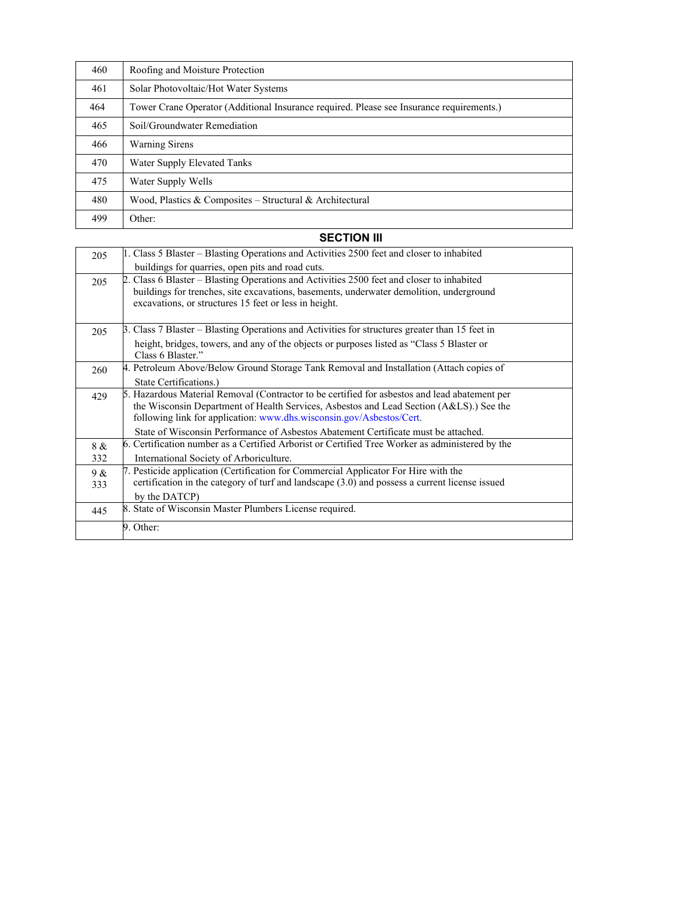| | |
|---|---|
| 460 | Roofing and Moisture Protection |
| 461 | Solar Photovoltaic/Hot Water Systems |
| 464 | Tower Crane Operator (Additional Insurance required. Please see Insurance requirements.) |
| 465 | Soil/Groundwater Remediation |
| 466 | Warning Sirens |
| 470 | Water Supply Elevated Tanks |
| 475 | Water Supply Wells |
| 480 | Wood, Plastics & Composites – Structural & Architectural |
| 499 | Other: |

## SECTION III

| | |
|---|---|
| 205 | 1. Class 5 Blaster – Blasting Operations and Activities 2500 feet and closer to inhabited buildings for quarries, open pits and road cuts. |
| 205 | 2. Class 6 Blaster – Blasting Operations and Activities 2500 feet and closer to inhabited buildings for trenches, site excavations, basements, underwater demolition, underground excavations, or structures 15 feet or less in height. |
| 205 | 3. Class 7 Blaster – Blasting Operations and Activities for structures greater than 15 feet in height, bridges, towers, and any of the objects or purposes listed as "Class 5 Blaster or Class 6 Blaster." |
| 260 | 4. Petroleum Above/Below Ground Storage Tank Removal and Installation (Attach copies of State Certifications.) |
| 429 | 5. Hazardous Material Removal (Contractor to be certified for asbestos and lead abatement per the Wisconsin Department of Health Services, Asbestos and Lead Section (A&LS).) See the following link for application: www.dhs.wisconsin.gov/Asbestos/Cert. State of Wisconsin Performance of Asbestos Abatement Certificate must be attached. |
| 8 & 332 | 6. Certification number as a Certified Arborist or Certified Tree Worker as administered by the International Society of Arboriculture. |
| 9 & 333 | 7. Pesticide application (Certification for Commercial Applicator For Hire with the certification in the category of turf and landscape (3.0) and possess a current license issued by the DATCP) |
| 445 | 8. State of Wisconsin Master Plumbers License required. |
| | 9. Other: |